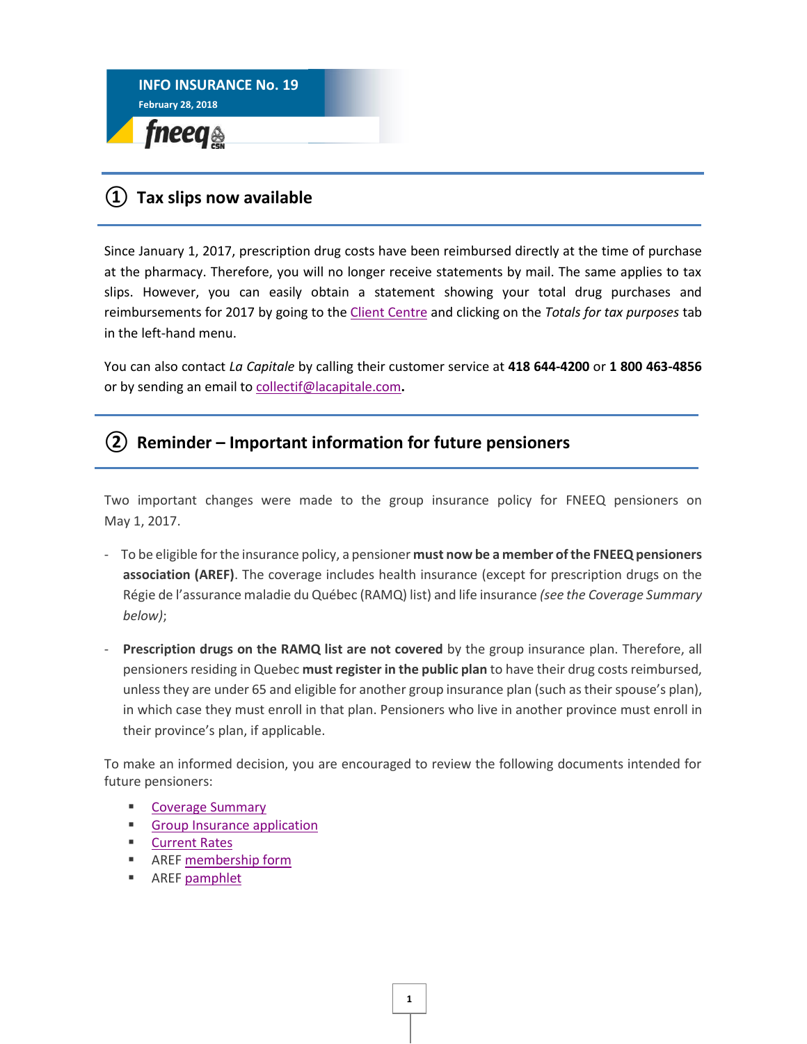# INFO INSURANCE No. 19

February 28, 2018

fneeq CSN

## ① Tax slips now available

Since January 1, 2017, prescription drug costs have been reimbursed directly at the time of purchase at the pharmacy. Therefore, you will no longer receive statements by mail. The same applies to tax slips. However, you can easily obtain a statement showing your total drug purchases and reimbursements for 2017 by going to the Client Centre and clicking on the *Totals for tax purposes* tab in the left-hand menu.

You can also contact *La Capitale* by calling their customer service at **418 644-4200** or **1 800 463-4856** or by sending an email to collectif@lacapitale.com**.**

## ② Reminder – Important information for future pensioners

Two important changes were made to the group insurance policy for FNEEQ pensioners on May 1, 2017.

- To be eligible for the insurance policy, a pensioner **must now be a member of the FNEEQ pensioners association (AREF)**. The coverage includes health insurance (except for prescription drugs on the Régie de l'assurance maladie du Québec (RAMQ) list) and life insurance *(see the Coverage Summary below)*;
- **Prescription drugs on the RAMQ list are not covered** by the group insurance plan. Therefore, all pensioners residing in Quebec **must register in the public plan** to have their drug costs reimbursed, unless they are under 65 and eligible for another group insurance plan (such as their spouse's plan), in which case they must enroll in that plan. Pensioners who live in another province must enroll in their province's plan, if applicable.

To make an informed decision, you are encouraged to review the following documents intended for future pensioners:

- Coverage Summary
- Group Insurance application
- Current Rates
- AREF membership form
- AREF pamphlet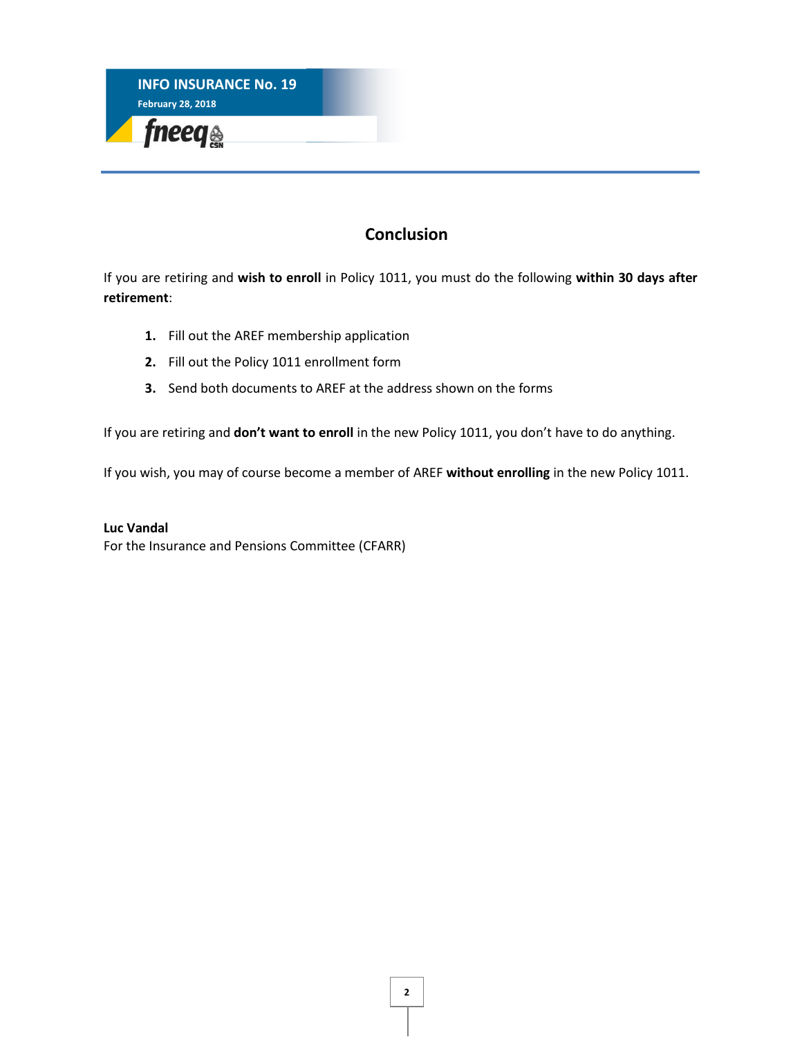## Conclusion

If you are retiring and **wish to enroll** in Policy 1011, you must do the following **within 30 days after retirement**:

1. Fill out the AREF membership application
2. Fill out the Policy 1011 enrollment form
3. Send both documents to AREF at the address shown on the forms

If you are retiring and **don't want to enroll** in the new Policy 1011, you don't have to do anything.

If you wish, you may of course become a member of AREF **without enrolling** in the new Policy 1011.

**Luc Vandal**
For the Insurance and Pensions Committee (CFARR)